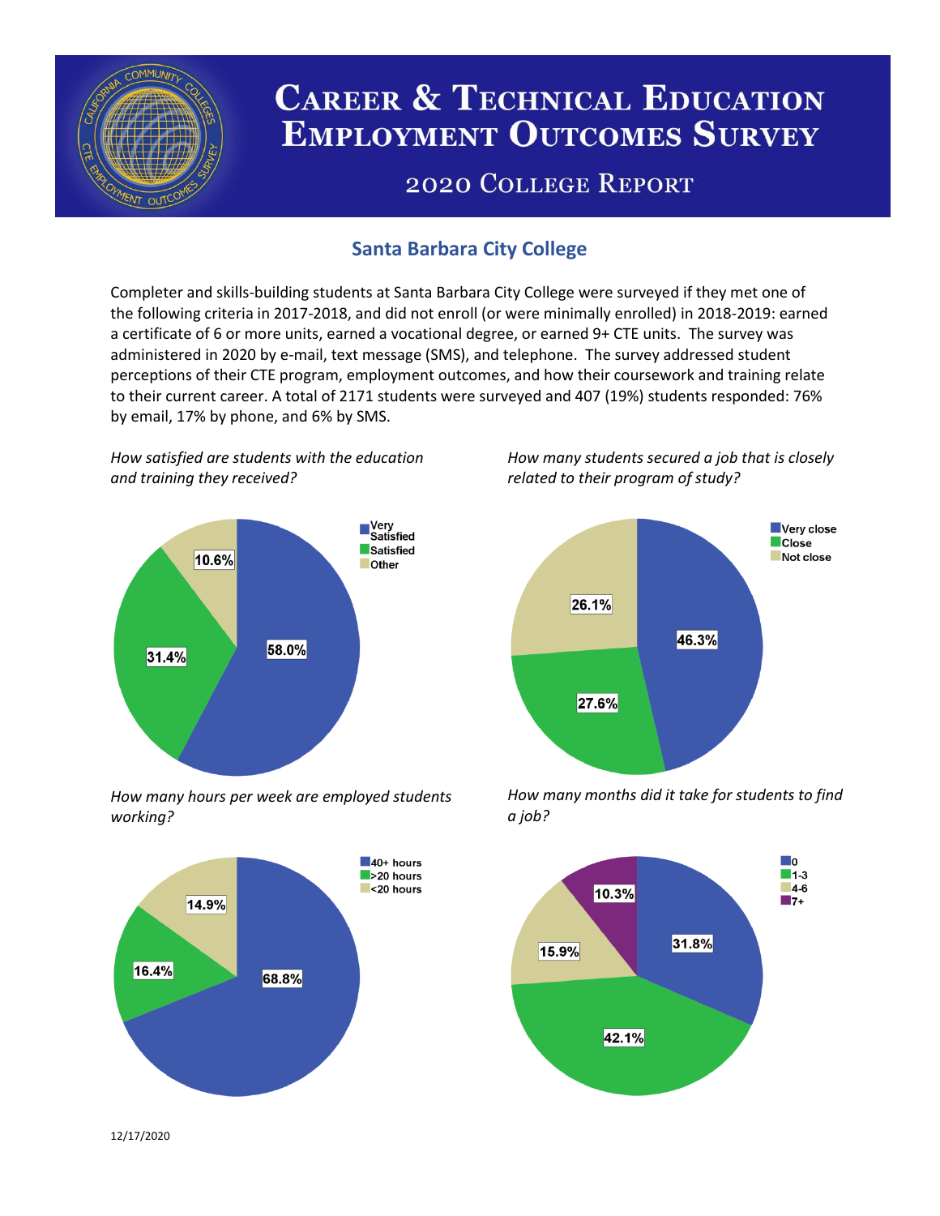# Career & Technical Education Employment Outcomes Survey

## 2020 College Report

### Santa Barbara City College

Completer and skills-building students at Santa Barbara City College were surveyed if they met one of the following criteria in 2017-2018, and did not enroll (or were minimally enrolled) in 2018-2019: earned a certificate of 6 or more units, earned a vocational degree, or earned 9+ CTE units. The survey was administered in 2020 by e-mail, text message (SMS), and telephone. The survey addressed student perceptions of their CTE program, employment outcomes, and how their coursework and training relate to their current career. A total of 2171 students were surveyed and 407 (19%) students responded: 76% by email, 17% by phone, and 6% by SMS.

*How satisfied are students with the education and training they received?*

| Response | Percent |
| --- | --- |
| Very Satisfied | 58.0% |
| Satisfied | 31.4% |
| Other | 10.6% |

*How many students secured a job that is closely related to their program of study?*

| Response | Percent |
| --- | --- |
| Very close | 46.3% |
| Close | 27.6% |
| Not close | 26.1% |

*How many hours per week are employed students working?*

| Response | Percent |
| --- | --- |
| 40+ hours | 68.8% |
| >20 hours | 16.4% |
| <20 hours | 14.9% |

*How many months did it take for students to find a job?*

| Months | Percent |
| --- | --- |
| 0 | 31.8% |
| 1-3 | 42.1% |
| 4-6 | 15.9% |
| 7+ | 10.3% |

12/17/2020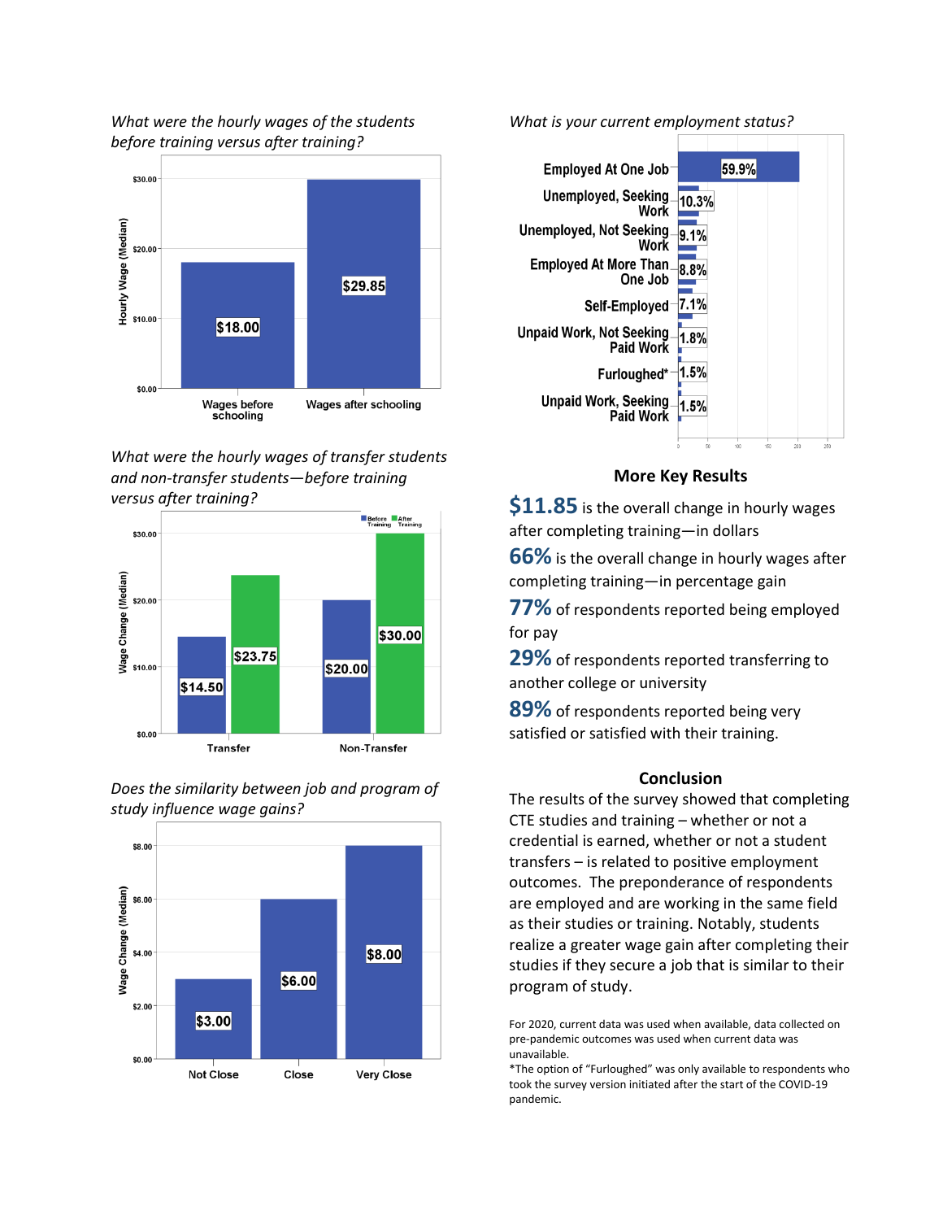*What were the hourly wages of the students before training versus after training?*

Hourly Wage (Median)

$30.00
$20.00
$10.00
$0.00

$18.00
$29.85

Wages before schooling
Wages after schooling

*What were the hourly wages of transfer students and non-transfer students—before training versus after training?*

Before Training
After Training

Wage Change (Median)

$30.00
$20.00
$10.00
$0.00

$14.50
$23.75
$20.00
$30.00

Transfer
Non-Transfer

*Does the similarity between job and program of study influence wage gains?*

Wage Change (Median)

$8.00
$6.00
$4.00
$2.00
$0.00

$3.00
$6.00
$8.00

Not Close
Close
Very Close

*What is your current employment status?*

Employed At One Job 59.9%
Unemployed, Seeking Work 10.3%
Unemployed, Not Seeking Work 9.1%
Employed At More Than One Job 8.8%
Self-Employed 7.1%
Unpaid Work, Not Seeking Paid Work 1.8%
Furloughed* 1.5%
Unpaid Work, Seeking Paid Work 1.5%

0 50 100 150 200 250

### More Key Results

**$11.85** is the overall change in hourly wages after completing training—in dollars

**66%** is the overall change in hourly wages after completing training—in percentage gain

**77%** of respondents reported being employed for pay

**29%** of respondents reported transferring to another college or university

**89%** of respondents reported being very satisfied or satisfied with their training.

### Conclusion

The results of the survey showed that completing CTE studies and training – whether or not a credential is earned, whether or not a student transfers – is related to positive employment outcomes. The preponderance of respondents are employed and are working in the same field as their studies or training. Notably, students realize a greater wage gain after completing their studies if they secure a job that is similar to their program of study.

For 2020, current data was used when available, data collected on pre-pandemic outcomes was used when current data was unavailable.
*The option of "Furloughed" was only available to respondents who took the survey version initiated after the start of the COVID-19 pandemic.